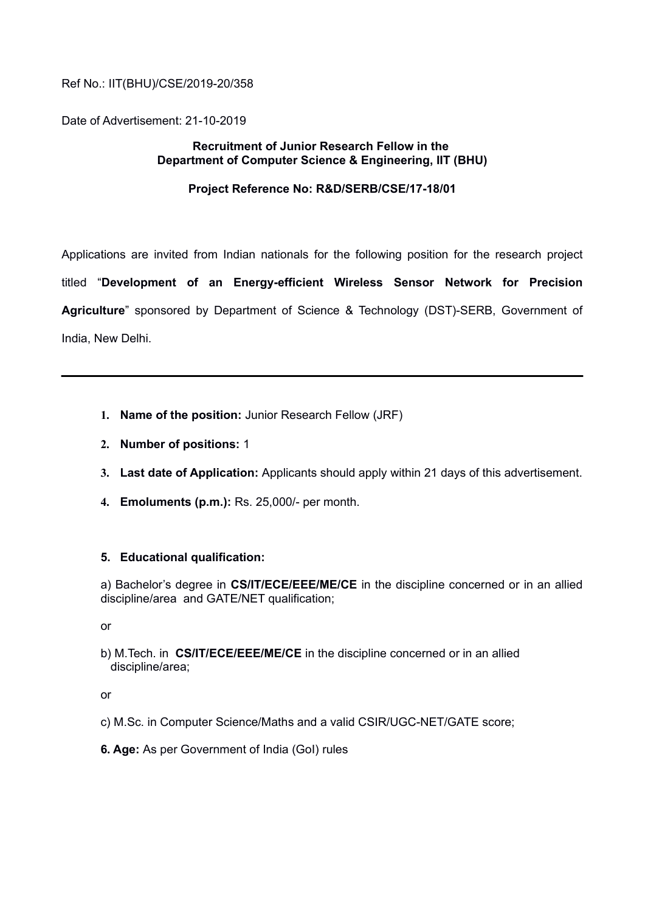Ref No.: IIT(BHU)/CSE/2019-20/358

Date of Advertisement: 21-10-2019

**Recruitment of Junior Research Fellow in the Department of Computer Science & Engineering, IIT (BHU)**

**Project Reference No: R&D/SERB/CSE/17-18/01**

Applications are invited from Indian nationals for the following position for the research project titled "**Development of an Energy-efficient Wireless Sensor Network for Precision Agriculture**" sponsored by Department of Science & Technology (DST)-SERB, Government of India, New Delhi.

---

1. **Name of the position:** Junior Research Fellow (JRF)
2. **Number of positions:** 1
3. **Last date of Application:** Applicants should apply within 21 days of this advertisement.
4. **Emoluments (p.m.):** Rs. 25,000/- per month.

**5. Educational qualification:**

a) Bachelor's degree in **CS/IT/ECE/EEE/ME/CE** in the discipline concerned or in an allied discipline/area and GATE/NET qualification;

or

b) M.Tech. in **CS/IT/ECE/EEE/ME/CE** in the discipline concerned or in an allied discipline/area;

or

c) M.Sc. in Computer Science/Maths and a valid CSIR/UGC-NET/GATE score;

**6. Age:** As per Government of India (GoI) rules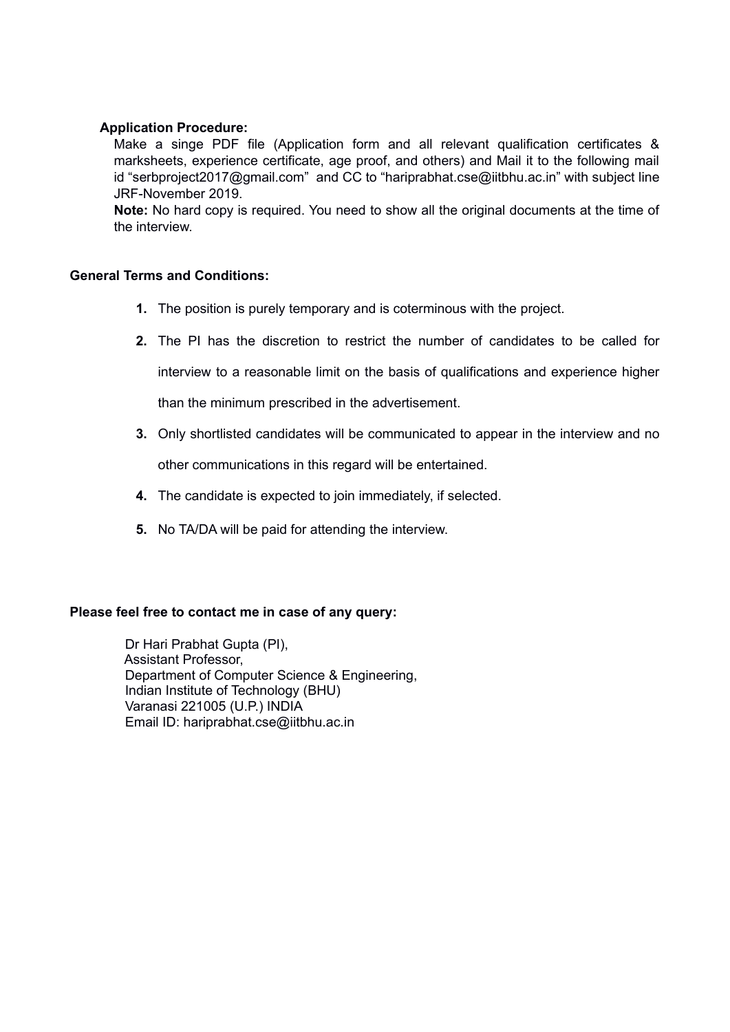**Application Procedure:**

Make a singe PDF file (Application form and all relevant qualification certificates & marksheets, experience certificate, age proof, and others) and Mail it to the following mail id "serbproject2017@gmail.com" and CC to "hariprabhat.cse@iitbhu.ac.in" with subject line JRF-November 2019.

**Note:** No hard copy is required. You need to show all the original documents at the time of the interview.

**General Terms and Conditions:**

1. The position is purely temporary and is coterminous with the project.
2. The PI has the discretion to restrict the number of candidates to be called for interview to a reasonable limit on the basis of qualifications and experience higher than the minimum prescribed in the advertisement.
3. Only shortlisted candidates will be communicated to appear in the interview and no other communications in this regard will be entertained.
4. The candidate is expected to join immediately, if selected.
5. No TA/DA will be paid for attending the interview.

**Please feel free to contact me in case of any query:**

Dr Hari Prabhat Gupta (PI),
Assistant Professor,
Department of Computer Science & Engineering,
Indian Institute of Technology (BHU)
Varanasi 221005 (U.P.) INDIA
Email ID: hariprabhat.cse@iitbhu.ac.in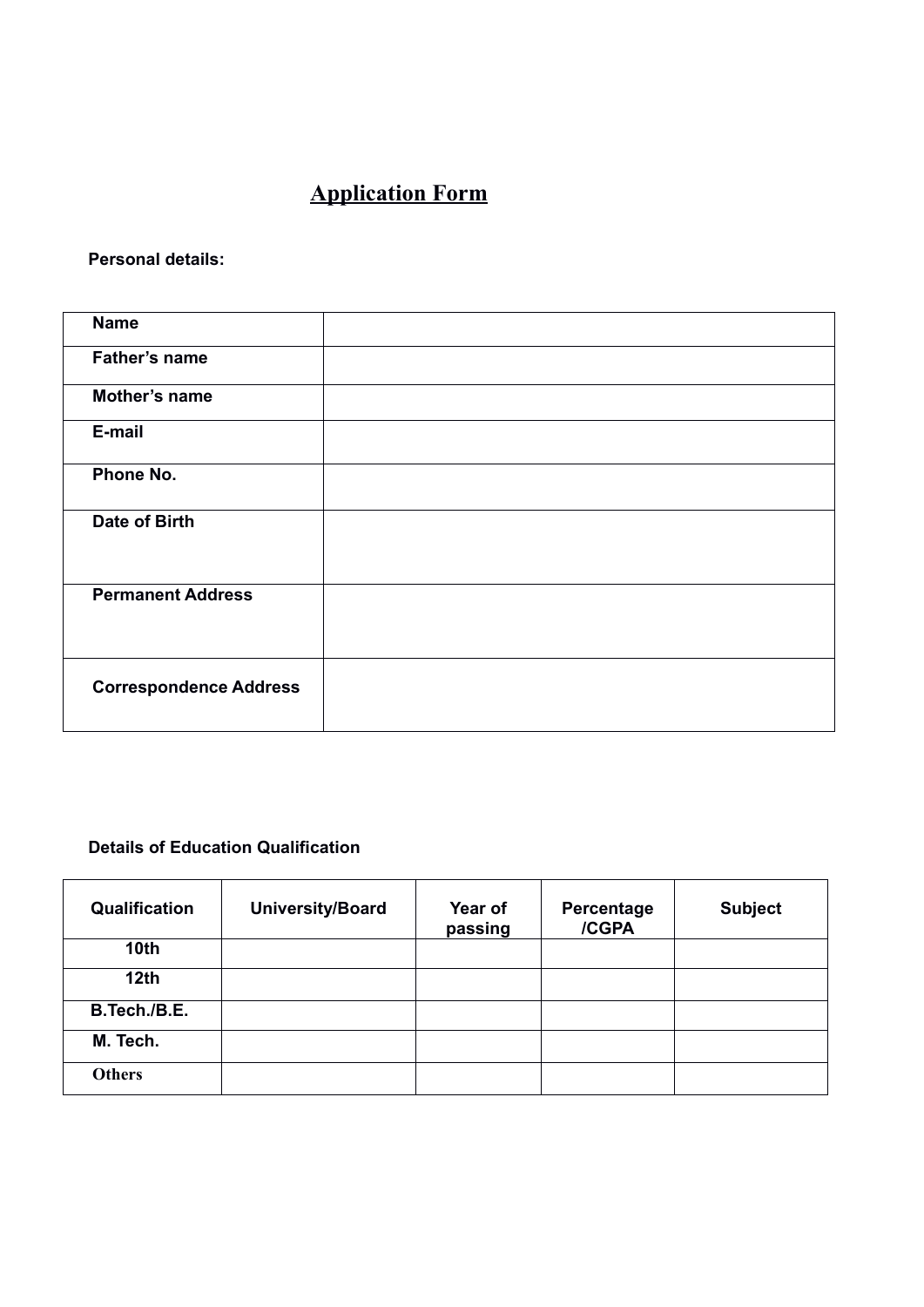# Application Form

**Personal details:**

| **Name** | |
|---|---|
| **Father's name** | |
| **Mother's name** | |
| **E-mail** | |
| **Phone No.** | |
| **Date of Birth** | |
| **Permanent Address** | |
| **Correspondence Address** | |

**Details of Education Qualification**

| Qualification | University/Board | Year of passing | Percentage /CGPA | Subject |
|---|---|---|---|---|
| **10th** | | | | |
| **12th** | | | | |
| **B.Tech./B.E.** | | | | |
| **M. Tech.** | | | | |
| **Others** | | | | |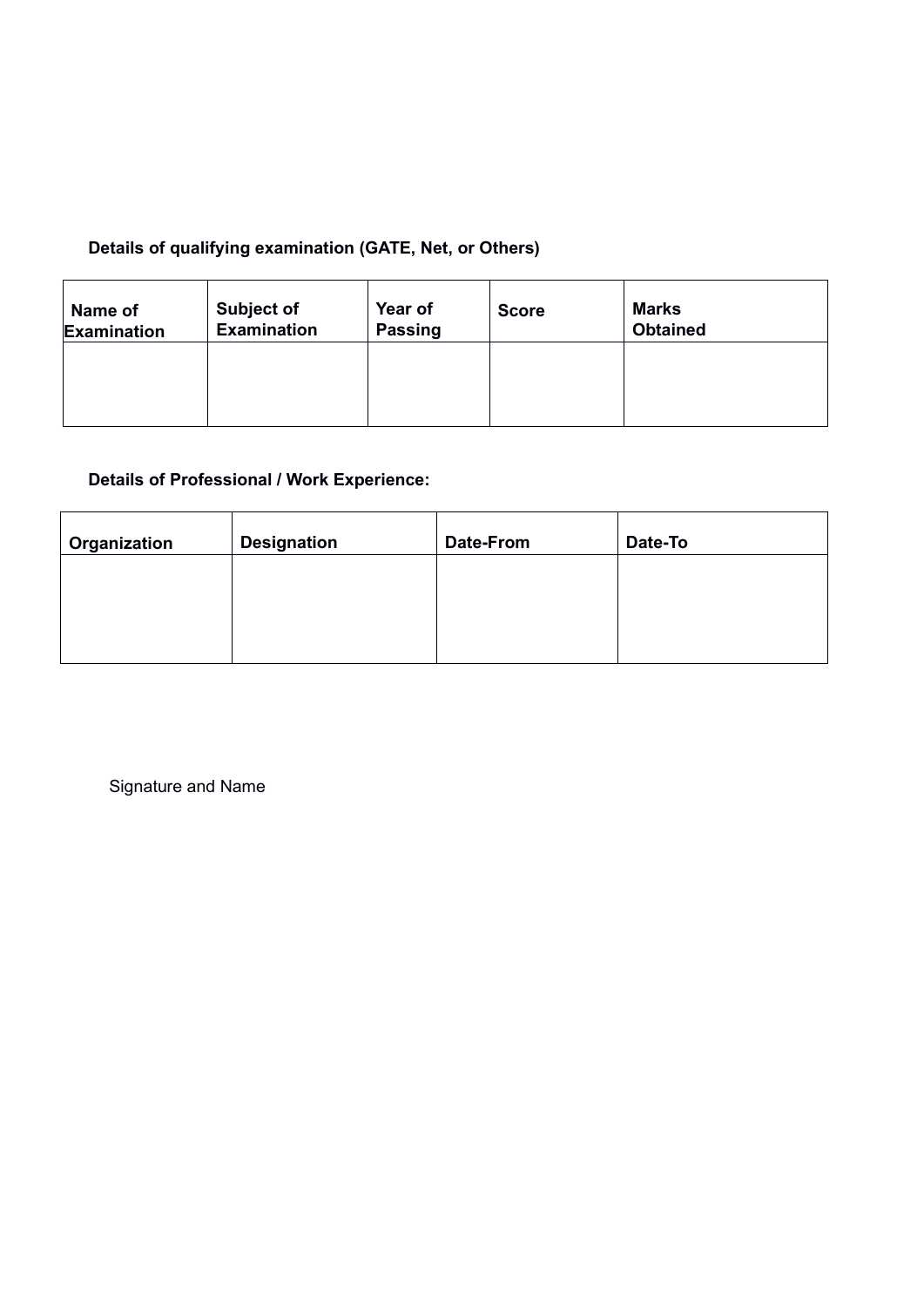**Details of qualifying examination (GATE, Net, or Others)**

| Name of Examination | Subject of Examination | Year of Passing | Score | Marks Obtained |
| --- | --- | --- | --- | --- |
| | | | | |

**Details of Professional / Work Experience:**

| Organization | Designation | Date-From | Date-To |
| --- | --- | --- | --- |
| | | | |

Signature and Name